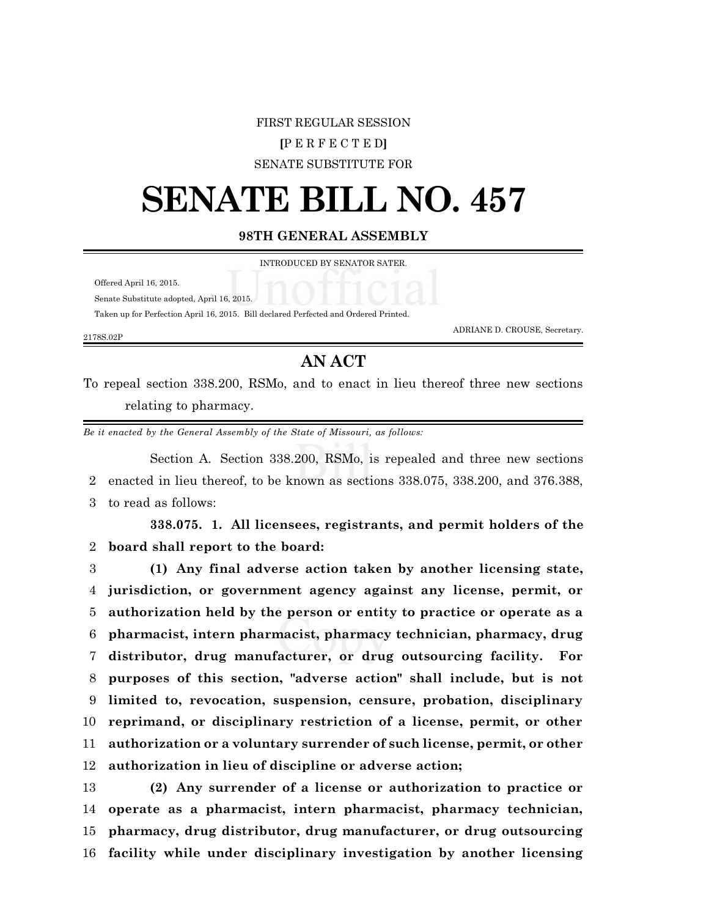FIRST REGULAR SESSION

[P E R F E C T E D]

SENATE SUBSTITUTE FOR

# SENATE BILL NO. 457

**98TH GENERAL ASSEMBLY**

INTRODUCED BY SENATOR SATER.

Offered April 16, 2015.

Senate Substitute adopted, April 16, 2015.

Taken up for Perfection April 16, 2015. Bill declared Perfected and Ordered Printed.

ADRIANE D. CROUSE, Secretary.

2178S.02P

## AN ACT

To repeal section 338.200, RSMo, and to enact in lieu thereof three new sections relating to pharmacy.

*Be it enacted by the General Assembly of the State of Missouri, as follows:*

Section A. Section 338.200, RSMo, is repealed and three new sections
2 enacted in lieu thereof, to be known as sections 338.075, 338.200, and 376.388,
3 to read as follows:

**338.075. 1. All licensees, registrants, and permit holders of the**
2 **board shall report to the board:**
3 **(1) Any final adverse action taken by another licensing state,**
4 **jurisdiction, or government agency against any license, permit, or**
5 **authorization held by the person or entity to practice or operate as a**
6 **pharmacist, intern pharmacist, pharmacy technician, pharmacy, drug**
7 **distributor, drug manufacturer, or drug outsourcing facility. For**
8 **purposes of this section, "adverse action" shall include, but is not**
9 **limited to, revocation, suspension, censure, probation, disciplinary**
10 **reprimand, or disciplinary restriction of a license, permit, or other**
11 **authorization or a voluntary surrender of such license, permit, or other**
12 **authorization in lieu of discipline or adverse action;**
13 **(2) Any surrender of a license or authorization to practice or**
14 **operate as a pharmacist, intern pharmacist, pharmacy technician,**
15 **pharmacy, drug distributor, drug manufacturer, or drug outsourcing**
16 **facility while under disciplinary investigation by another licensing**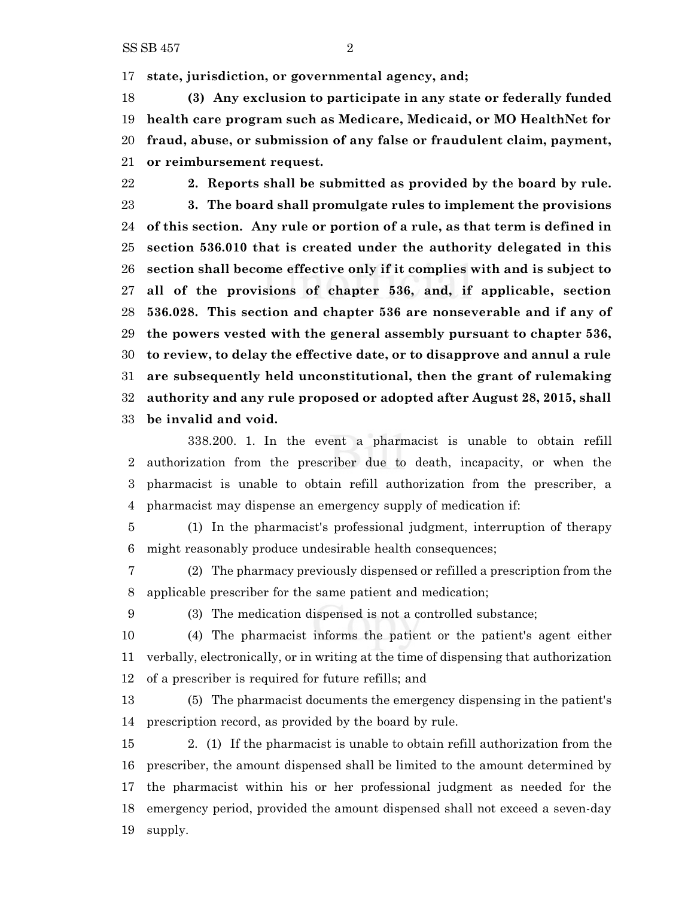**state, jurisdiction, or governmental agency, and;**

**(3) Any exclusion to participate in any state or federally funded health care program such as Medicare, Medicaid, or MO HealthNet for fraud, abuse, or submission of any false or fraudulent claim, payment, or reimbursement request.**

**2. Reports shall be submitted as provided by the board by rule.**

**3. The board shall promulgate rules to implement the provisions of this section. Any rule or portion of a rule, as that term is defined in section 536.010 that is created under the authority delegated in this section shall become effective only if it complies with and is subject to all of the provisions of chapter 536, and, if applicable, section 536.028. This section and chapter 536 are nonseverable and if any of the powers vested with the general assembly pursuant to chapter 536, to review, to delay the effective date, or to disapprove and annul a rule are subsequently held unconstitutional, then the grant of rulemaking authority and any rule proposed or adopted after August 28, 2015, shall be invalid and void.**

338.200. 1. In the event a pharmacist is unable to obtain refill authorization from the prescriber due to death, incapacity, or when the pharmacist is unable to obtain refill authorization from the prescriber, a pharmacist may dispense an emergency supply of medication if:

(1) In the pharmacist's professional judgment, interruption of therapy might reasonably produce undesirable health consequences;

(2) The pharmacy previously dispensed or refilled a prescription from the applicable prescriber for the same patient and medication;

(3) The medication dispensed is not a controlled substance;

(4) The pharmacist informs the patient or the patient's agent either verbally, electronically, or in writing at the time of dispensing that authorization of a prescriber is required for future refills; and

(5) The pharmacist documents the emergency dispensing in the patient's prescription record, as provided by the board by rule.

2. (1) If the pharmacist is unable to obtain refill authorization from the prescriber, the amount dispensed shall be limited to the amount determined by the pharmacist within his or her professional judgment as needed for the emergency period, provided the amount dispensed shall not exceed a seven-day supply.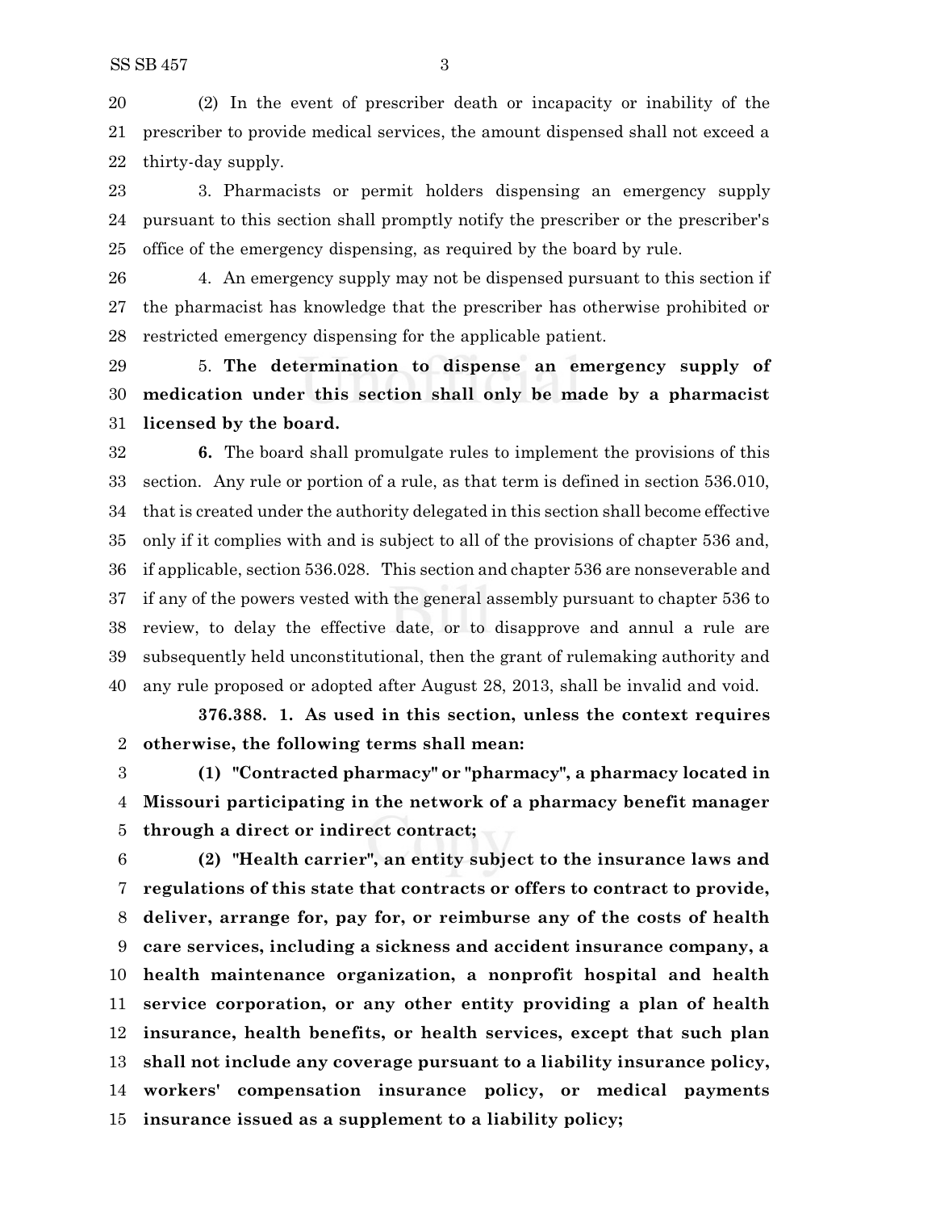(2) In the event of prescriber death or incapacity or inability of the prescriber to provide medical services, the amount dispensed shall not exceed a thirty-day supply.

3. Pharmacists or permit holders dispensing an emergency supply pursuant to this section shall promptly notify the prescriber or the prescriber's office of the emergency dispensing, as required by the board by rule.

4. An emergency supply may not be dispensed pursuant to this section if the pharmacist has knowledge that the prescriber has otherwise prohibited or restricted emergency dispensing for the applicable patient.

5. **The determination to dispense an emergency supply of medication under this section shall only be made by a pharmacist licensed by the board.**

**6.** The board shall promulgate rules to implement the provisions of this section. Any rule or portion of a rule, as that term is defined in section 536.010, that is created under the authority delegated in this section shall become effective only if it complies with and is subject to all of the provisions of chapter 536 and, if applicable, section 536.028. This section and chapter 536 are nonseverable and if any of the powers vested with the general assembly pursuant to chapter 536 to review, to delay the effective date, or to disapprove and annul a rule are subsequently held unconstitutional, then the grant of rulemaking authority and any rule proposed or adopted after August 28, 2013, shall be invalid and void.

**376.388. 1. As used in this section, unless the context requires otherwise, the following terms shall mean:**

**(1) "Contracted pharmacy" or "pharmacy", a pharmacy located in Missouri participating in the network of a pharmacy benefit manager through a direct or indirect contract;**

**(2) "Health carrier", an entity subject to the insurance laws and regulations of this state that contracts or offers to contract to provide, deliver, arrange for, pay for, or reimburse any of the costs of health care services, including a sickness and accident insurance company, a health maintenance organization, a nonprofit hospital and health service corporation, or any other entity providing a plan of health insurance, health benefits, or health services, except that such plan shall not include any coverage pursuant to a liability insurance policy, workers' compensation insurance policy, or medical payments insurance issued as a supplement to a liability policy;**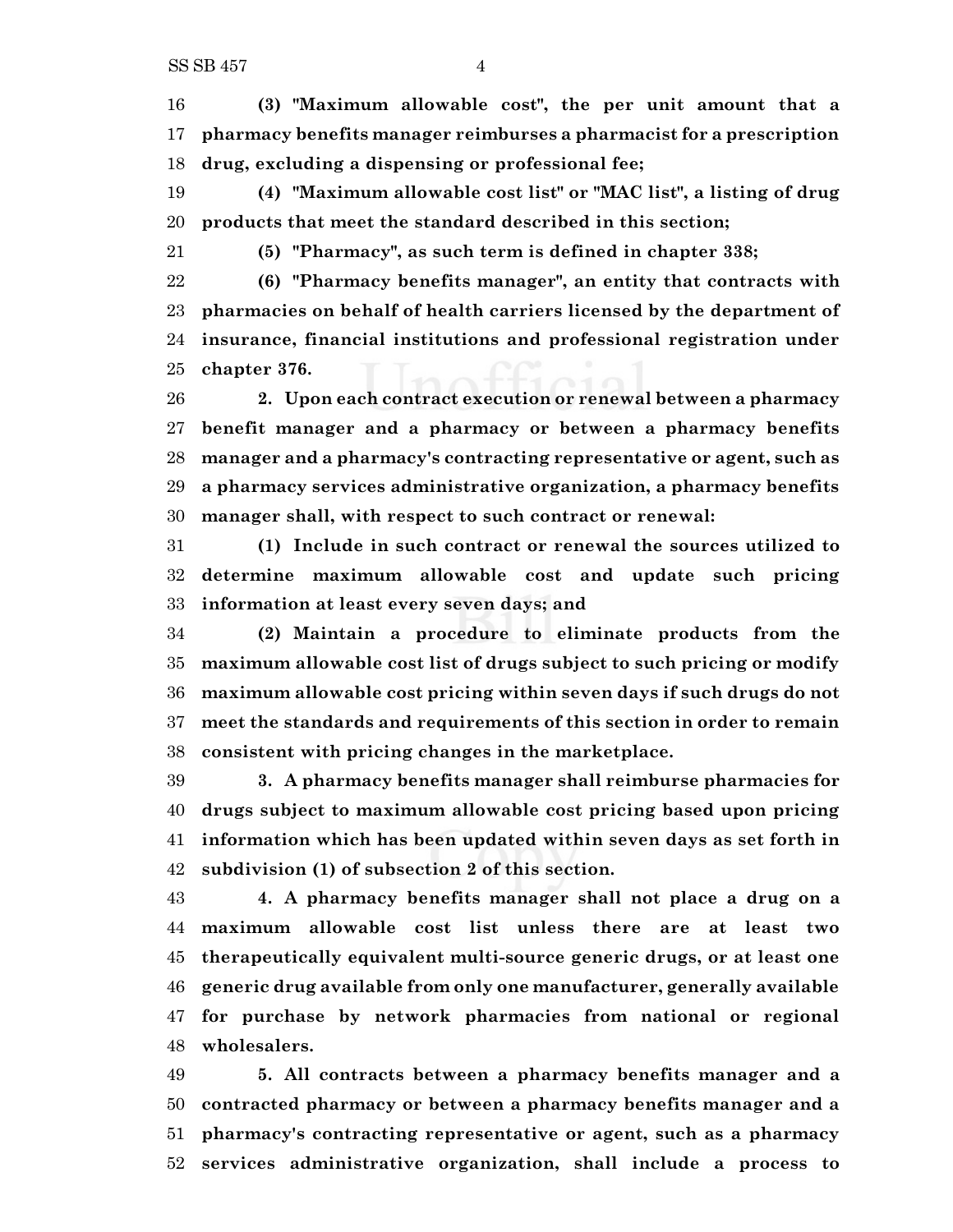**(3) "Maximum allowable cost", the per unit amount that a pharmacy benefits manager reimburses a pharmacist for a prescription drug, excluding a dispensing or professional fee;**

**(4) "Maximum allowable cost list" or "MAC list", a listing of drug products that meet the standard described in this section;**

**(5) "Pharmacy", as such term is defined in chapter 338;**

**(6) "Pharmacy benefits manager", an entity that contracts with pharmacies on behalf of health carriers licensed by the department of insurance, financial institutions and professional registration under chapter 376.**

**2. Upon each contract execution or renewal between a pharmacy benefit manager and a pharmacy or between a pharmacy benefits manager and a pharmacy's contracting representative or agent, such as a pharmacy services administrative organization, a pharmacy benefits manager shall, with respect to such contract or renewal:**

**(1) Include in such contract or renewal the sources utilized to determine maximum allowable cost and update such pricing information at least every seven days; and**

**(2) Maintain a procedure to eliminate products from the maximum allowable cost list of drugs subject to such pricing or modify maximum allowable cost pricing within seven days if such drugs do not meet the standards and requirements of this section in order to remain consistent with pricing changes in the marketplace.**

**3. A pharmacy benefits manager shall reimburse pharmacies for drugs subject to maximum allowable cost pricing based upon pricing information which has been updated within seven days as set forth in subdivision (1) of subsection 2 of this section.**

**4. A pharmacy benefits manager shall not place a drug on a maximum allowable cost list unless there are at least two therapeutically equivalent multi-source generic drugs, or at least one generic drug available from only one manufacturer, generally available for purchase by network pharmacies from national or regional wholesalers.**

**5. All contracts between a pharmacy benefits manager and a contracted pharmacy or between a pharmacy benefits manager and a pharmacy's contracting representative or agent, such as a pharmacy services administrative organization, shall include a process to**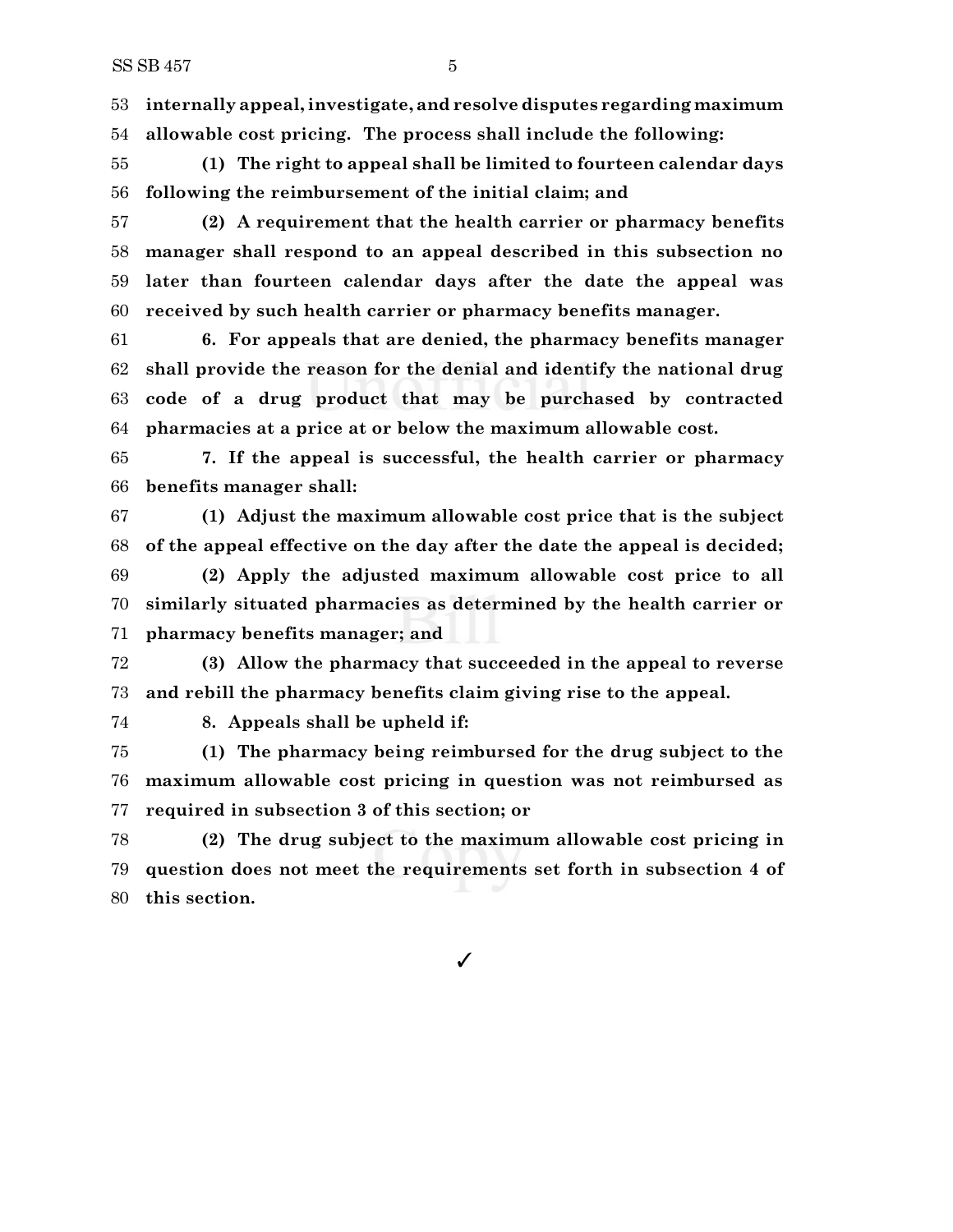**internally appeal, investigate, and resolve disputes regarding maximum allowable cost pricing. The process shall include the following:**

**(1) The right to appeal shall be limited to fourteen calendar days following the reimbursement of the initial claim; and**

**(2) A requirement that the health carrier or pharmacy benefits manager shall respond to an appeal described in this subsection no later than fourteen calendar days after the date the appeal was received by such health carrier or pharmacy benefits manager.**

**6. For appeals that are denied, the pharmacy benefits manager shall provide the reason for the denial and identify the national drug code of a drug product that may be purchased by contracted pharmacies at a price at or below the maximum allowable cost.**

**7. If the appeal is successful, the health carrier or pharmacy benefits manager shall:**

**(1) Adjust the maximum allowable cost price that is the subject of the appeal effective on the day after the date the appeal is decided;**

**(2) Apply the adjusted maximum allowable cost price to all similarly situated pharmacies as determined by the health carrier or pharmacy benefits manager; and**

**(3) Allow the pharmacy that succeeded in the appeal to reverse and rebill the pharmacy benefits claim giving rise to the appeal.**

**8. Appeals shall be upheld if:**

**(1) The pharmacy being reimbursed for the drug subject to the maximum allowable cost pricing in question was not reimbursed as required in subsection 3 of this section; or**

**(2) The drug subject to the maximum allowable cost pricing in question does not meet the requirements set forth in subsection 4 of this section.**

✓